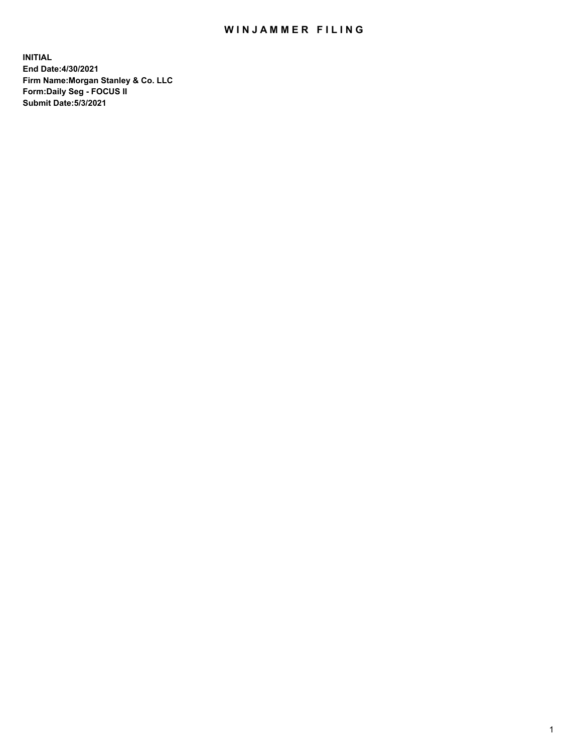# WINJAMMER FILING

**INITIAL**
**End Date:4/30/2021**
**Firm Name:Morgan Stanley & Co. LLC**
**Form:Daily Seg - FOCUS II**
**Submit Date:5/3/2021**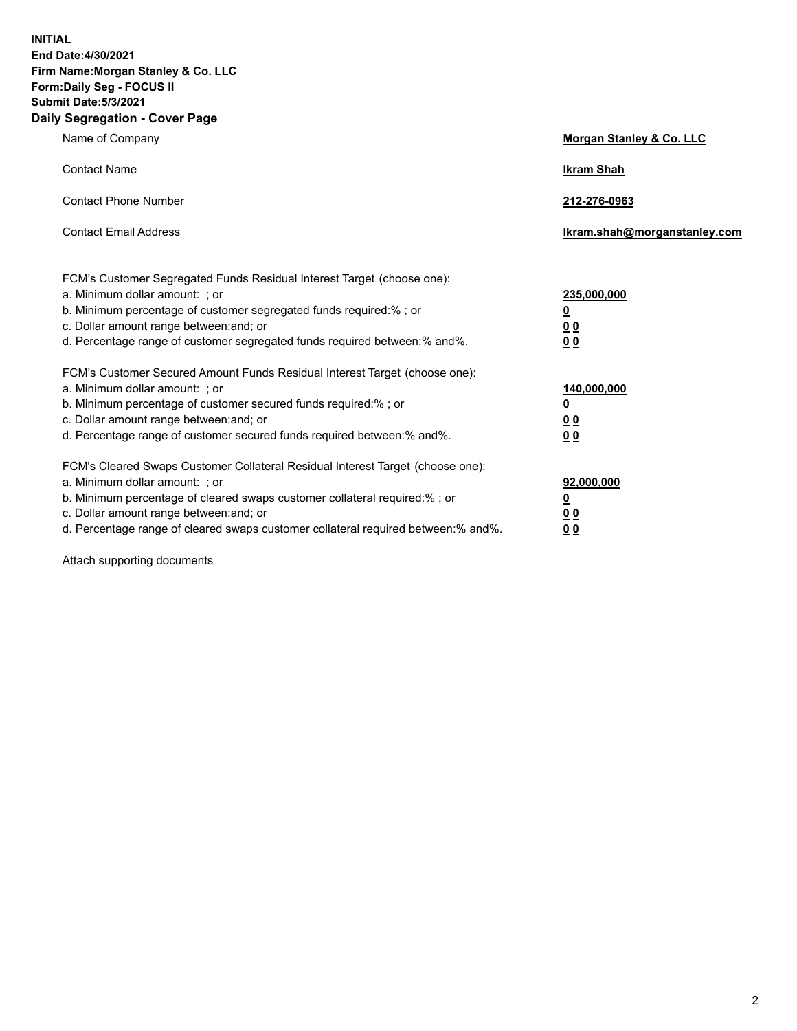**INITIAL**
**End Date:4/30/2021**
**Firm Name:Morgan Stanley & Co. LLC**
**Form:Daily Seg - FOCUS II**
**Submit Date:5/3/2021**

## Daily Segregation - Cover Page

| | |
|---|---|
| Name of Company | **Morgan Stanley & Co. LLC** |
| Contact Name | **Ikram Shah** |
| Contact Phone Number | **212-276-0963** |
| Contact Email Address | **Ikram.shah@morganstanley.com** |

| | |
|---|---|
| FCM's Customer Segregated Funds Residual Interest Target (choose one): | |
| a. Minimum dollar amount: ; or | **235,000,000** |
| b. Minimum percentage of customer segregated funds required:% ; or | **0** |
| c. Dollar amount range between:and; or | **0 0** |
| d. Percentage range of customer segregated funds required between:% and%. | **0 0** |
| FCM's Customer Secured Amount Funds Residual Interest Target (choose one): | |
| a. Minimum dollar amount: ; or | **140,000,000** |
| b. Minimum percentage of customer secured funds required:% ; or | **0** |
| c. Dollar amount range between:and; or | **0 0** |
| d. Percentage range of customer secured funds required between:% and%. | **0 0** |
| FCM's Cleared Swaps Customer Collateral Residual Interest Target (choose one): | |
| a. Minimum dollar amount: ; or | **92,000,000** |
| b. Minimum percentage of cleared swaps customer collateral required:% ; or | **0** |
| c. Dollar amount range between:and; or | **0 0** |
| d. Percentage range of cleared swaps customer collateral required between:% and%. | **0 0** |

Attach supporting documents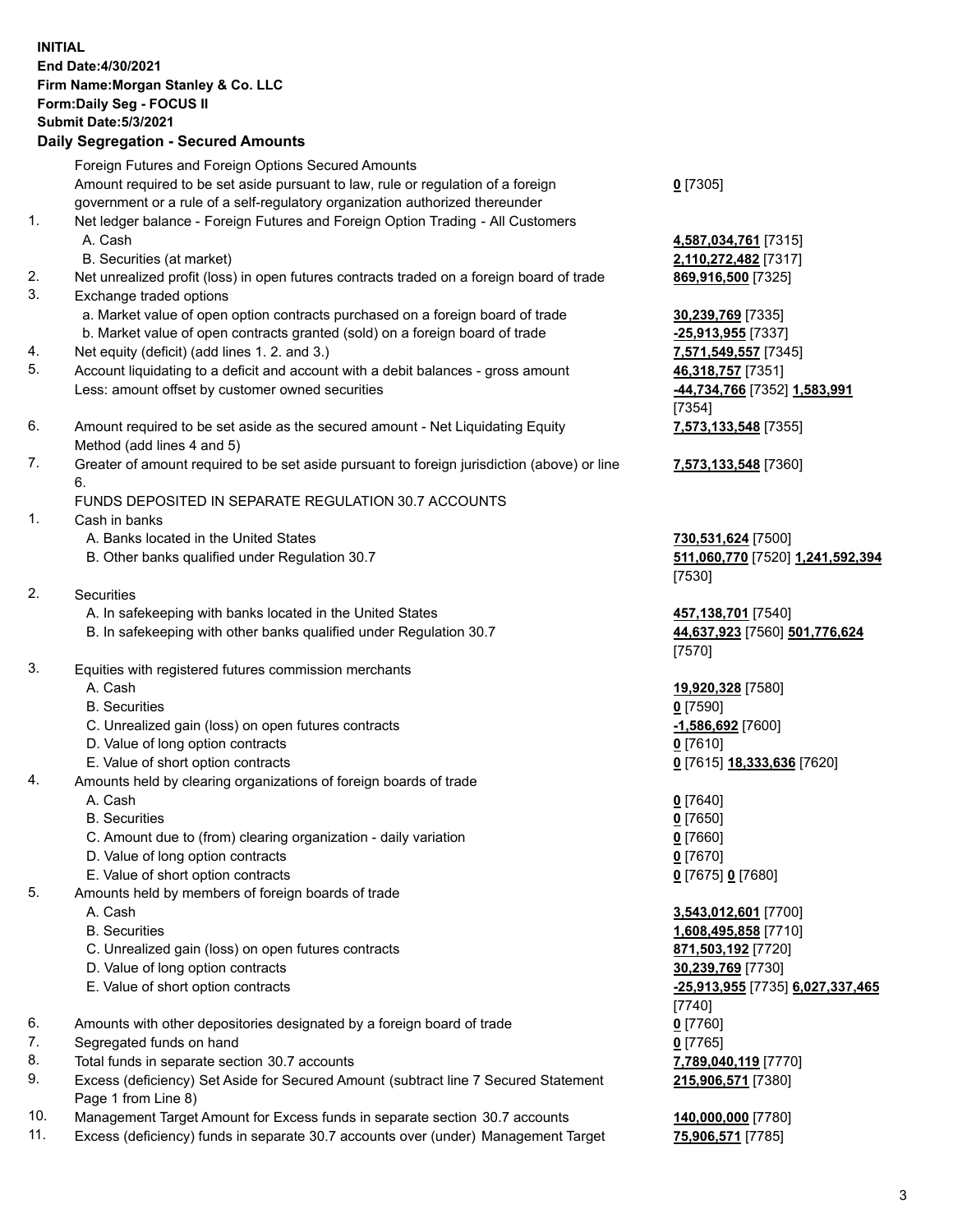**INITIAL**
**End Date:4/30/2021**
**Firm Name:Morgan Stanley & Co. LLC**
**Form:Daily Seg - FOCUS II**
**Submit Date:5/3/2021**

### Daily Segregation - Secured Amounts

| | | |
|---|---|---|
| | Foreign Futures and Foreign Options Secured Amounts | |
| | Amount required to be set aside pursuant to law, rule or regulation of a foreign government or a rule of a self-regulatory organization authorized thereunder | **0** [7305] |
| 1. | Net ledger balance - Foreign Futures and Foreign Option Trading - All Customers | |
| | A. Cash | **4,587,034,761** [7315] |
| | B. Securities (at market) | **2,110,272,482** [7317] |
| 2. | Net unrealized profit (loss) in open futures contracts traded on a foreign board of trade | **869,916,500** [7325] |
| 3. | Exchange traded options | |
| | a. Market value of open option contracts purchased on a foreign board of trade | **30,239,769** [7335] |
| | b. Market value of open contracts granted (sold) on a foreign board of trade | **-25,913,955** [7337] |
| 4. | Net equity (deficit) (add lines 1. 2. and 3.) | **7,571,549,557** [7345] |
| 5. | Account liquidating to a deficit and account with a debit balances - gross amount | **46,318,757** [7351] |
| | Less: amount offset by customer owned securities | **-44,734,766** [7352] **1,583,991** [7354] |
| 6. | Amount required to be set aside as the secured amount - Net Liquidating Equity Method (add lines 4 and 5) | **7,573,133,548** [7355] |
| 7. | Greater of amount required to be set aside pursuant to foreign jurisdiction (above) or line 6. | **7,573,133,548** [7360] |
| | FUNDS DEPOSITED IN SEPARATE REGULATION 30.7 ACCOUNTS | |
| 1. | Cash in banks | |
| | A. Banks located in the United States | **730,531,624** [7500] |
| | B. Other banks qualified under Regulation 30.7 | **511,060,770** [7520] **1,241,592,394** [7530] |
| 2. | Securities | |
| | A. In safekeeping with banks located in the United States | **457,138,701** [7540] |
| | B. In safekeeping with other banks qualified under Regulation 30.7 | **44,637,923** [7560] **501,776,624** [7570] |
| 3. | Equities with registered futures commission merchants | |
| | A. Cash | **19,920,328** [7580] |
| | B. Securities | **0** [7590] |
| | C. Unrealized gain (loss) on open futures contracts | **-1,586,692** [7600] |
| | D. Value of long option contracts | **0** [7610] |
| | E. Value of short option contracts | **0** [7615] **18,333,636** [7620] |
| 4. | Amounts held by clearing organizations of foreign boards of trade | |
| | A. Cash | **0** [7640] |
| | B. Securities | **0** [7650] |
| | C. Amount due to (from) clearing organization - daily variation | **0** [7660] |
| | D. Value of long option contracts | **0** [7670] |
| | E. Value of short option contracts | **0** [7675] **0** [7680] |
| 5. | Amounts held by members of foreign boards of trade | |
| | A. Cash | **3,543,012,601** [7700] |
| | B. Securities | **1,608,495,858** [7710] |
| | C. Unrealized gain (loss) on open futures contracts | **871,503,192** [7720] |
| | D. Value of long option contracts | **30,239,769** [7730] |
| | E. Value of short option contracts | **-25,913,955** [7735] **6,027,337,465** [7740] |
| 6. | Amounts with other depositories designated by a foreign board of trade | **0** [7760] |
| 7. | Segregated funds on hand | **0** [7765] |
| 8. | Total funds in separate section 30.7 accounts | **7,789,040,119** [7770] |
| 9. | Excess (deficiency) Set Aside for Secured Amount (subtract line 7 Secured Statement Page 1 from Line 8) | **215,906,571** [7380] |
| 10. | Management Target Amount for Excess funds in separate section 30.7 accounts | **140,000,000** [7780] |
| 11. | Excess (deficiency) funds in separate 30.7 accounts over (under) Management Target | **75,906,571** [7785] |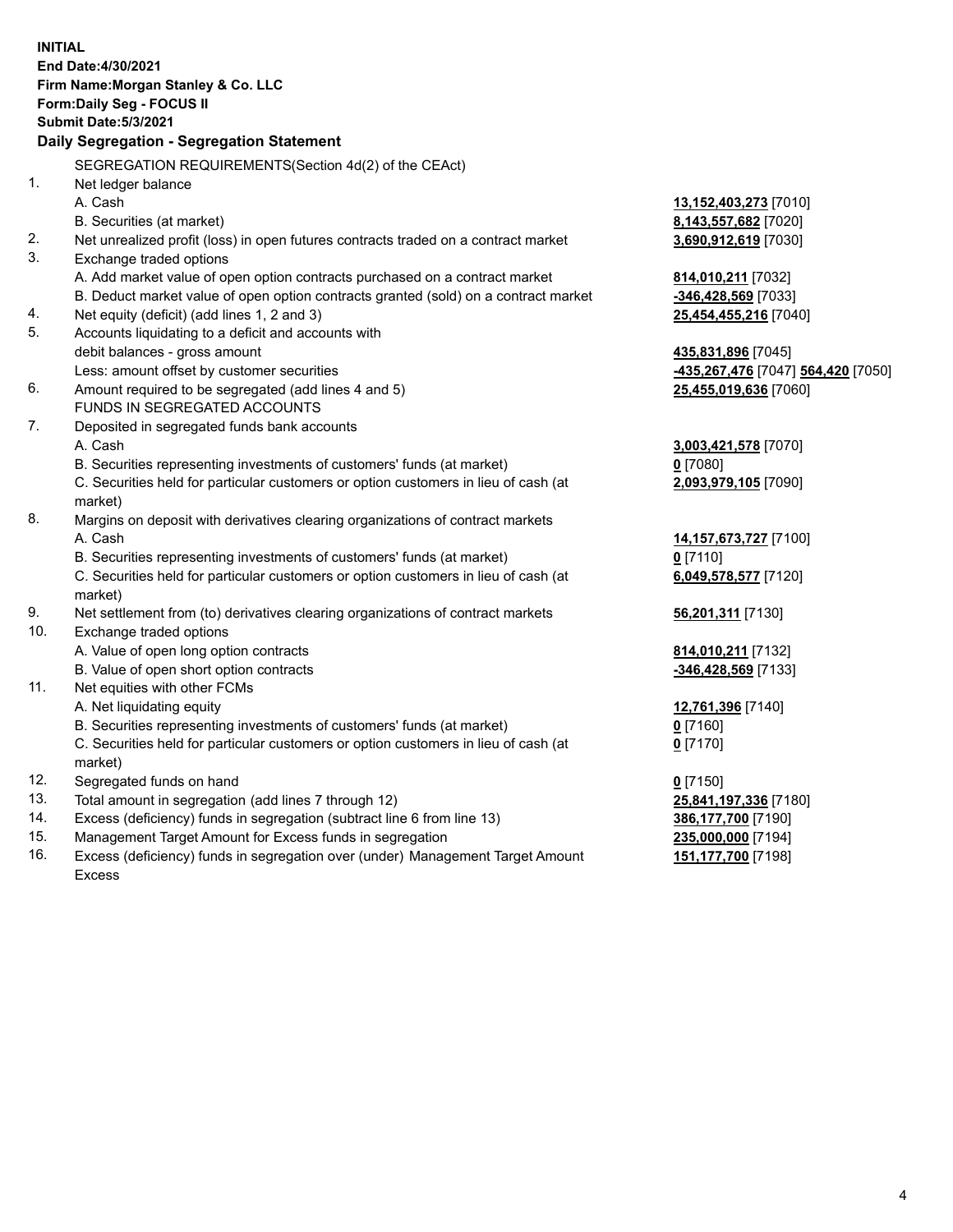**INITIAL**
**End Date:4/30/2021**
**Firm Name:Morgan Stanley & Co. LLC**
**Form:Daily Seg - FOCUS II**
**Submit Date:5/3/2021**

## Daily Segregation - Segregation Statement

SEGREGATION REQUIREMENTS(Section 4d(2) of the CEAct)

| | | |
|---|---|---|
| 1. | Net ledger balance | |
| | A. Cash | **13,152,403,273** [7010] |
| | B. Securities (at market) | **8,143,557,682** [7020] |
| 2. | Net unrealized profit (loss) in open futures contracts traded on a contract market | **3,690,912,619** [7030] |
| 3. | Exchange traded options | |
| | A. Add market value of open option contracts purchased on a contract market | **814,010,211** [7032] |
| | B. Deduct market value of open option contracts granted (sold) on a contract market | **-346,428,569** [7033] |
| 4. | Net equity (deficit) (add lines 1, 2 and 3) | **25,454,455,216** [7040] |
| 5. | Accounts liquidating to a deficit and accounts with debit balances - gross amount | **435,831,896** [7045] |
| | Less: amount offset by customer securities | **-435,267,476** [7047] **564,420** [7050] |
| 6. | Amount required to be segregated (add lines 4 and 5) | **25,455,019,636** [7060] |
| | FUNDS IN SEGREGATED ACCOUNTS | |
| 7. | Deposited in segregated funds bank accounts | |
| | A. Cash | **3,003,421,578** [7070] |
| | B. Securities representing investments of customers' funds (at market) | **0** [7080] |
| | C. Securities held for particular customers or option customers in lieu of cash (at market) | **2,093,979,105** [7090] |
| 8. | Margins on deposit with derivatives clearing organizations of contract markets | |
| | A. Cash | **14,157,673,727** [7100] |
| | B. Securities representing investments of customers' funds (at market) | **0** [7110] |
| | C. Securities held for particular customers or option customers in lieu of cash (at market) | **6,049,578,577** [7120] |
| 9. | Net settlement from (to) derivatives clearing organizations of contract markets | **56,201,311** [7130] |
| 10. | Exchange traded options | |
| | A. Value of open long option contracts | **814,010,211** [7132] |
| | B. Value of open short option contracts | **-346,428,569** [7133] |
| 11. | Net equities with other FCMs | |
| | A. Net liquidating equity | **12,761,396** [7140] |
| | B. Securities representing investments of customers' funds (at market) | **0** [7160] |
| | C. Securities held for particular customers or option customers in lieu of cash (at market) | **0** [7170] |
| 12. | Segregated funds on hand | **0** [7150] |
| 13. | Total amount in segregation (add lines 7 through 12) | **25,841,197,336** [7180] |
| 14. | Excess (deficiency) funds in segregation (subtract line 6 from line 13) | **386,177,700** [7190] |
| 15. | Management Target Amount for Excess funds in segregation | **235,000,000** [7194] |
| 16. | Excess (deficiency) funds in segregation over (under) Management Target Amount Excess | **151,177,700** [7198] |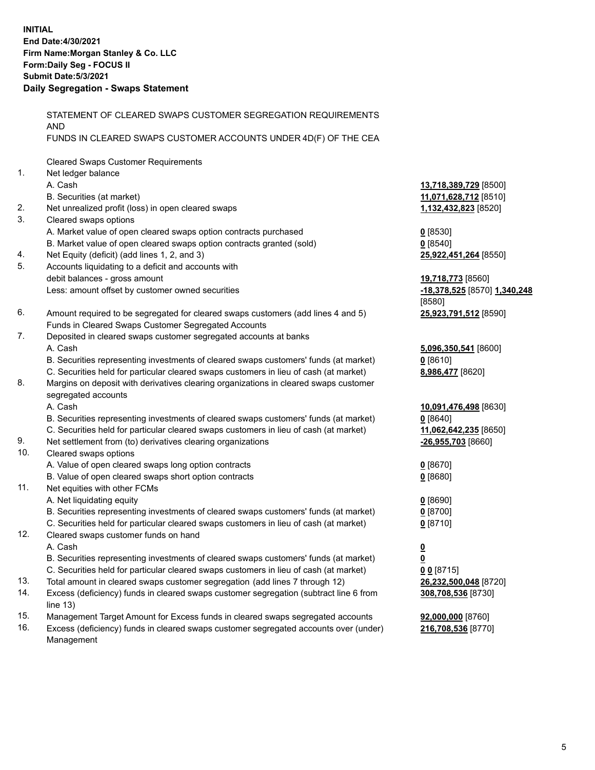**INITIAL**
**End Date:4/30/2021**
**Firm Name:Morgan Stanley & Co. LLC**
**Form:Daily Seg - FOCUS II**
**Submit Date:5/3/2021**
**Daily Segregation - Swaps Statement**

STATEMENT OF CLEARED SWAPS CUSTOMER SEGREGATION REQUIREMENTS AND FUNDS IN CLEARED SWAPS CUSTOMER ACCOUNTS UNDER 4D(F) OF THE CEA

| | | |
|---|---|---|
| | Cleared Swaps Customer Requirements | |
| 1. | Net ledger balance | |
| | A. Cash | **13,718,389,729** [8500] |
| | B. Securities (at market) | **11,071,628,712** [8510] |
| 2. | Net unrealized profit (loss) in open cleared swaps | **1,132,432,823** [8520] |
| 3. | Cleared swaps options | |
| | A. Market value of open cleared swaps option contracts purchased | **0** [8530] |
| | B. Market value of open cleared swaps option contracts granted (sold) | **0** [8540] |
| 4. | Net Equity (deficit) (add lines 1, 2, and 3) | **25,922,451,264** [8550] |
| 5. | Accounts liquidating to a deficit and accounts with debit balances - gross amount | **19,718,773** [8560] |
| | Less: amount offset by customer owned securities | **-18,378,525** [8570] **1,340,248** [8580] |
| 6. | Amount required to be segregated for cleared swaps customers (add lines 4 and 5) | **25,923,791,512** [8590] |
| | Funds in Cleared Swaps Customer Segregated Accounts | |
| 7. | Deposited in cleared swaps customer segregated accounts at banks | |
| | A. Cash | **5,096,350,541** [8600] |
| | B. Securities representing investments of cleared swaps customers' funds (at market) | **0** [8610] |
| | C. Securities held for particular cleared swaps customers in lieu of cash (at market) | **8,986,477** [8620] |
| 8. | Margins on deposit with derivatives clearing organizations in cleared swaps customer segregated accounts | |
| | A. Cash | **10,091,476,498** [8630] |
| | B. Securities representing investments of cleared swaps customers' funds (at market) | **0** [8640] |
| | C. Securities held for particular cleared swaps customers in lieu of cash (at market) | **11,062,642,235** [8650] |
| 9. | Net settlement from (to) derivatives clearing organizations | **-26,955,703** [8660] |
| 10. | Cleared swaps options | |
| | A. Value of open cleared swaps long option contracts | **0** [8670] |
| | B. Value of open cleared swaps short option contracts | **0** [8680] |
| 11. | Net equities with other FCMs | |
| | A. Net liquidating equity | **0** [8690] |
| | B. Securities representing investments of cleared swaps customers' funds (at market) | **0** [8700] |
| | C. Securities held for particular cleared swaps customers in lieu of cash (at market) | **0** [8710] |
| 12. | Cleared swaps customer funds on hand | |
| | A. Cash | **0** |
| | B. Securities representing investments of cleared swaps customers' funds (at market) | **0** |
| | C. Securities held for particular cleared swaps customers in lieu of cash (at market) | **0** **0** [8715] |
| 13. | Total amount in cleared swaps customer segregation (add lines 7 through 12) | **26,232,500,048** [8720] |
| 14. | Excess (deficiency) funds in cleared swaps customer segregation (subtract line 6 from line 13) | **308,708,536** [8730] |
| 15. | Management Target Amount for Excess funds in cleared swaps segregated accounts | **92,000,000** [8760] |
| 16. | Excess (deficiency) funds in cleared swaps customer segregated accounts over (under) Management | **216,708,536** [8770] |